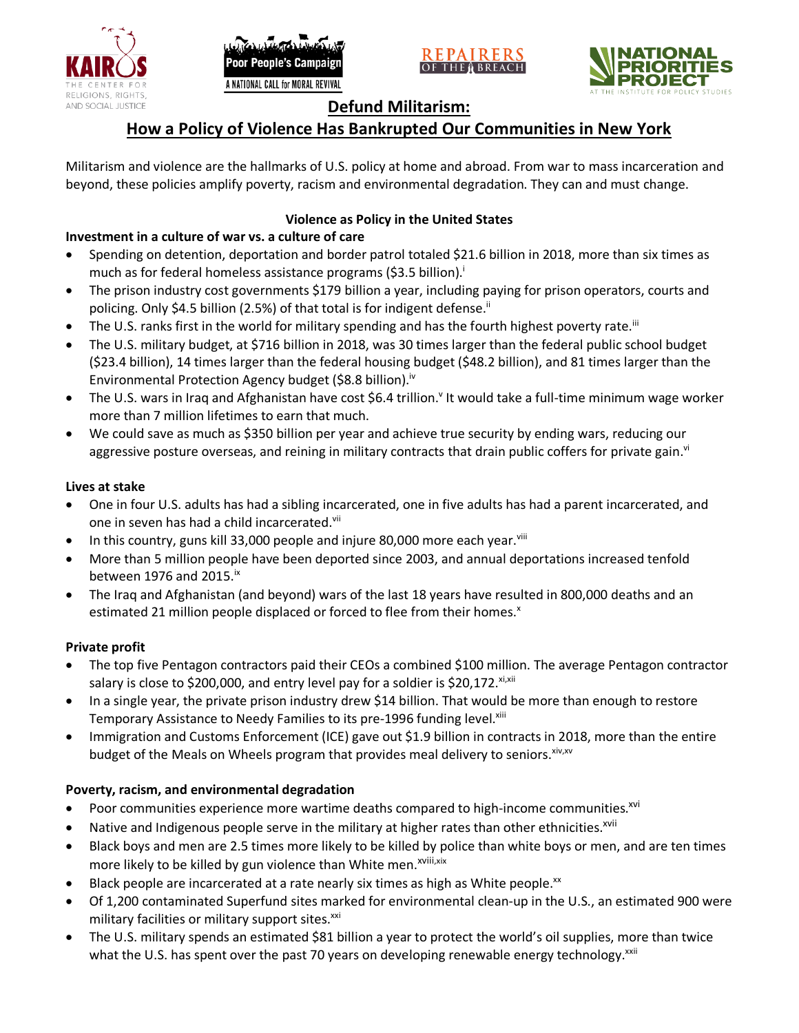# Defund Militarism:
## How a Policy of Violence Has Bankrupted Our Communities in New York

Militarism and violence are the hallmarks of U.S. policy at home and abroad. From war to mass incarceration and beyond, these policies amplify poverty, racism and environmental degradation. They can and must change.

### Violence as Policy in the United States

**Investment in a culture of war vs. a culture of care**

- Spending on detention, deportation and border patrol totaled $21.6 billion in 2018, more than six times as much as for federal homeless assistance programs ($3.5 billion).[i]
- The prison industry cost governments $179 billion a year, including paying for prison operators, courts and policing. Only $4.5 billion (2.5%) of that total is for indigent defense.[ii]
- The U.S. ranks first in the world for military spending and has the fourth highest poverty rate.[iii]
- The U.S. military budget, at $716 billion in 2018, was 30 times larger than the federal public school budget ($23.4 billion), 14 times larger than the federal housing budget ($48.2 billion), and 81 times larger than the Environmental Protection Agency budget ($8.8 billion).[iv]
- The U.S. wars in Iraq and Afghanistan have cost $6.4 trillion.[v] It would take a full-time minimum wage worker more than 7 million lifetimes to earn that much.
- We could save as much as $350 billion per year and achieve true security by ending wars, reducing our aggressive posture overseas, and reining in military contracts that drain public coffers for private gain.[vi]

**Lives at stake**

- One in four U.S. adults has had a sibling incarcerated, one in five adults has had a parent incarcerated, and one in seven has had a child incarcerated.[vii]
- In this country, guns kill 33,000 people and injure 80,000 more each year.[viii]
- More than 5 million people have been deported since 2003, and annual deportations increased tenfold between 1976 and 2015.[ix]
- The Iraq and Afghanistan (and beyond) wars of the last 18 years have resulted in 800,000 deaths and an estimated 21 million people displaced or forced to flee from their homes.[x]

**Private profit**

- The top five Pentagon contractors paid their CEOs a combined $100 million. The average Pentagon contractor salary is close to $200,000, and entry level pay for a soldier is $20,172.[xi,xii]
- In a single year, the private prison industry drew $14 billion. That would be more than enough to restore Temporary Assistance to Needy Families to its pre-1996 funding level.[xiii]
- Immigration and Customs Enforcement (ICE) gave out $1.9 billion in contracts in 2018, more than the entire budget of the Meals on Wheels program that provides meal delivery to seniors.[xiv,xv]

**Poverty, racism, and environmental degradation**

- Poor communities experience more wartime deaths compared to high-income communities.[xvi]
- Native and Indigenous people serve in the military at higher rates than other ethnicities.[xvii]
- Black boys and men are 2.5 times more likely to be killed by police than white boys or men, and are ten times more likely to be killed by gun violence than White men.[xviii,xix]
- Black people are incarcerated at a rate nearly six times as high as White people.[xx]
- Of 1,200 contaminated Superfund sites marked for environmental clean-up in the U.S., an estimated 900 were military facilities or military support sites.[xxi]
- The U.S. military spends an estimated $81 billion a year to protect the world's oil supplies, more than twice what the U.S. has spent over the past 70 years on developing renewable energy technology.[xxii]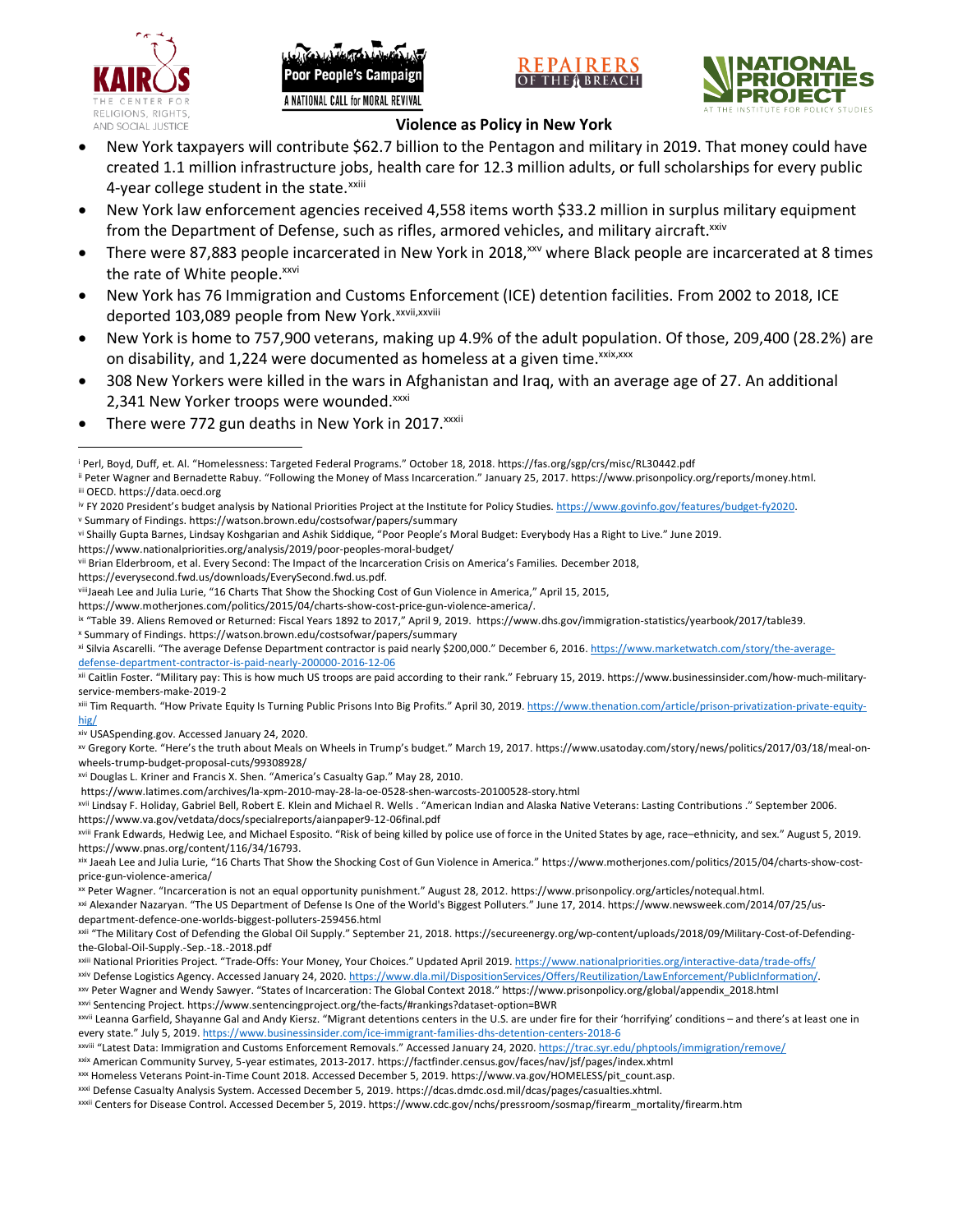## Violence as Policy in New York

- New York taxpayers will contribute $62.7 billion to the Pentagon and military in 2019. That money could have created 1.1 million infrastructure jobs, health care for 12.3 million adults, or full scholarships for every public 4-year college student in the state.[xxiii]
- New York law enforcement agencies received 4,558 items worth $33.2 million in surplus military equipment from the Department of Defense, such as rifles, armored vehicles, and military aircraft.[xxiv]
- There were 87,883 people incarcerated in New York in 2018,[xxv] where Black people are incarcerated at 8 times the rate of White people.[xxvi]
- New York has 76 Immigration and Customs Enforcement (ICE) detention facilities. From 2002 to 2018, ICE deported 103,089 people from New York.[xxvii,xxviii]
- New York is home to 757,900 veterans, making up 4.9% of the adult population. Of those, 209,400 (28.2%) are on disability, and 1,224 were documented as homeless at a given time.[xxix,xxx]
- 308 New Yorkers were killed in the wars in Afghanistan and Iraq, with an average age of 27. An additional 2,341 New Yorker troops were wounded.[xxxi]
- There were 772 gun deaths in New York in 2017.[xxxii]

---

[i] Perl, Boyd, Duff, et. Al. "Homelessness: Targeted Federal Programs." October 18, 2018. https://fas.org/sgp/crs/misc/RL30442.pdf

[ii] Peter Wagner and Bernadette Rabuy. "Following the Money of Mass Incarceration." January 25, 2017. https://www.prisonpolicy.org/reports/money.html.

[iii] OECD. https://data.oecd.org

[iv] FY 2020 President's budget analysis by National Priorities Project at the Institute for Policy Studies. https://www.govinfo.gov/features/budget-fy2020.

[v] Summary of Findings. https://watson.brown.edu/costsofwar/papers/summary

[vi] Shailly Gupta Barnes, Lindsay Koshgarian and Ashik Siddique, "Poor People's Moral Budget: Everybody Has a Right to Live." June 2019. https://www.nationalpriorities.org/analysis/2019/poor-peoples-moral-budget/

[vii] Brian Elderbroom, et al. Every Second: The Impact of the Incarceration Crisis on America's Families. December 2018, https://everysecond.fwd.us/downloads/EverySecond.fwd.us.pdf.

[viii] Jaeah Lee and Julia Lurie, "16 Charts That Show the Shocking Cost of Gun Violence in America," April 15, 2015, https://www.motherjones.com/politics/2015/04/charts-show-cost-price-gun-violence-america/.

[ix] "Table 39. Aliens Removed or Returned: Fiscal Years 1892 to 2017," April 9, 2019. https://www.dhs.gov/immigration-statistics/yearbook/2017/table39.

[x] Summary of Findings. https://watson.brown.edu/costsofwar/papers/summary

[xi] Silvia Ascarelli. "The average Defense Department contractor is paid nearly $200,000." December 6, 2016. https://www.marketwatch.com/story/the-average-defense-department-contractor-is-paid-nearly-200000-2016-12-06

[xii] Caitlin Foster. "Military pay: This is how much US troops are paid according to their rank." February 15, 2019. https://www.businessinsider.com/how-much-military-service-members-make-2019-2

[xiii] Tim Requarth. "How Private Equity Is Turning Public Prisons Into Big Profits." April 30, 2019. https://www.thenation.com/article/prison-privatization-private-equity-hig/

[xiv] USASpending.gov. Accessed January 24, 2020.

[xv] Gregory Korte. "Here's the truth about Meals on Wheels in Trump's budget." March 19, 2017. https://www.usatoday.com/story/news/politics/2017/03/18/meal-on-wheels-trump-budget-proposal-cuts/99308928/

[xvi] Douglas L. Kriner and Francis X. Shen. "America's Casualty Gap." May 28, 2010. https://www.latimes.com/archives/la-xpm-2010-may-28-la-oe-0528-shen-warcosts-20100528-story.html

[xvii] Lindsay F. Holiday, Gabriel Bell, Robert E. Klein and Michael R. Wells . "American Indian and Alaska Native Veterans: Lasting Contributions ." September 2006. https://www.va.gov/vetdata/docs/specialreports/aianpaper9-12-06final.pdf

[xviii] Frank Edwards, Hedwig Lee, and Michael Esposito. "Risk of being killed by police use of force in the United States by age, race–ethnicity, and sex." August 5, 2019. https://www.pnas.org/content/116/34/16793.

[xix] Jaeah Lee and Julia Lurie, "16 Charts That Show the Shocking Cost of Gun Violence in America." https://www.motherjones.com/politics/2015/04/charts-show-cost-price-gun-violence-america/

[xx] Peter Wagner. "Incarceration is not an equal opportunity punishment." August 28, 2012. https://www.prisonpolicy.org/articles/notequal.html.

[xxi] Alexander Nazaryan. "The US Department of Defense Is One of the World's Biggest Polluters." June 17, 2014. https://www.newsweek.com/2014/07/25/us-department-defence-one-worlds-biggest-polluters-259456.html

[xxii] "The Military Cost of Defending the Global Oil Supply." September 21, 2018. https://secureenergy.org/wp-content/uploads/2018/09/Military-Cost-of-Defending-the-Global-Oil-Supply.-Sep.-18.-2018.pdf

[xxiii] National Priorities Project. "Trade-Offs: Your Money, Your Choices." Updated April 2019. https://www.nationalpriorities.org/interactive-data/trade-offs/

[xxiv] Defense Logistics Agency. Accessed January 24, 2020. https://www.dla.mil/DispositionServices/Offers/Reutilization/LawEnforcement/PublicInformation/.

[xxv] Peter Wagner and Wendy Sawyer. "States of Incarceration: The Global Context 2018." https://www.prisonpolicy.org/global/appendix_2018.html

[xxvi] Sentencing Project. https://www.sentencingproject.org/the-facts/#rankings?dataset-option=BWR

[xxvii] Leanna Garfield, Shayanne Gal and Andy Kiersz. "Migrant detentions centers in the U.S. are under fire for their 'horrifying' conditions – and there's at least one in every state." July 5, 2019. https://www.businessinsider.com/ice-immigrant-families-dhs-detention-centers-2018-6

[xxviii] "Latest Data: Immigration and Customs Enforcement Removals." Accessed January 24, 2020. https://trac.syr.edu/phptools/immigration/remove/

[xxix] American Community Survey, 5-year estimates, 2013-2017. https://factfinder.census.gov/faces/nav/jsf/pages/index.xhtml

[xxx] Homeless Veterans Point-in-Time Count 2018. Accessed December 5, 2019. https://www.va.gov/HOMELESS/pit_count.asp.

[xxxi] Defense Casualty Analysis System. Accessed December 5, 2019. https://dcas.dmdc.osd.mil/dcas/pages/casualties.xhtml.

[xxxii] Centers for Disease Control. Accessed December 5, 2019. https://www.cdc.gov/nchs/pressroom/sosmap/firearm_mortality/firearm.htm